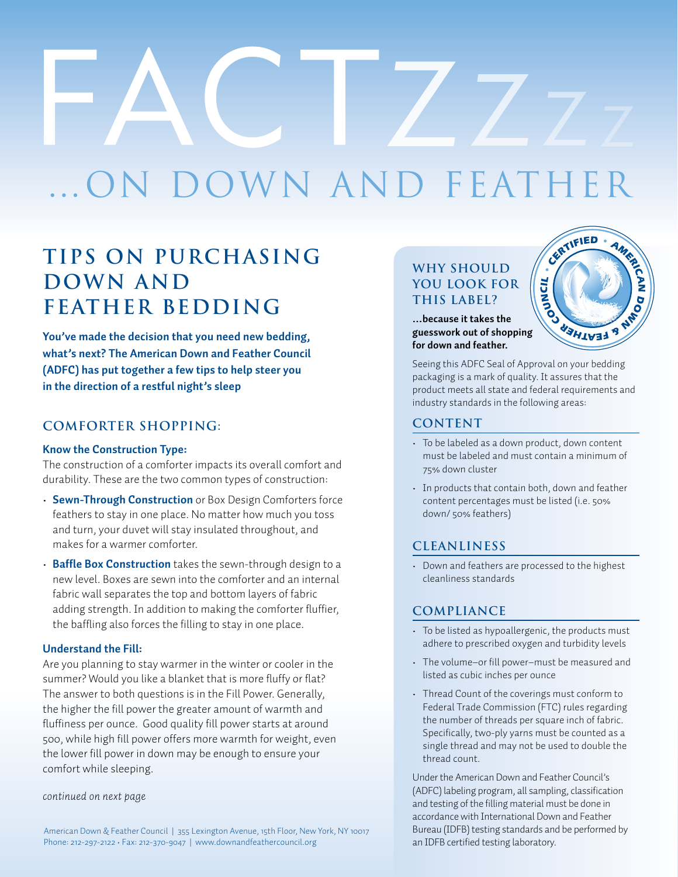# FACTZzz

## …ON DOWN AND FEATHER

## TIPS ON PURCHASING DOWN AND FEATHER BEDDING

**You've made the decision that you need new bedding, what's next? The American Down and Feather Council (ADFC) has put together a few tips to help steer you in the direction of a restful night's sleep**

### COMFORTER SHOPPING:

**Know the Construction Type:**

The construction of a comforter impacts its overall comfort and durability. These are the two common types of construction:

- **Sewn-Through Construction** or Box Design Comforters force feathers to stay in one place. No matter how much you toss and turn, your duvet will stay insulated throughout, and makes for a warmer comforter.
- **Baffle Box Construction** takes the sewn-through design to a new level. Boxes are sewn into the comforter and an internal fabric wall separates the top and bottom layers of fabric adding strength. In addition to making the comforter fluffier, the baffling also forces the filling to stay in one place.

**Understand the Fill:**

Are you planning to stay warmer in the winter or cooler in the summer? Would you like a blanket that is more fluffy or flat? The answer to both questions is in the Fill Power. Generally, the higher the fill power the greater amount of warmth and fluffiness per ounce. Good quality fill power starts at around 500, while high fill power offers more warmth for weight, even the lower fill power in down may be enough to ensure your comfort while sleeping.

*continued on next page*

American Down & Feather Council | 355 Lexington Avenue, 15th Floor, New York, NY 10017
Phone: 212-297-2122 • Fax: 212-370-9047 | www.downandfeathercouncil.org

### WHY SHOULD YOU LOOK FOR THIS LABEL?

**…because it takes the guesswork out of shopping for down and feather.**

Seeing this ADFC Seal of Approval on your bedding packaging is a mark of quality. It assures that the product meets all state and federal requirements and industry standards in the following areas:

### CONTENT

- To be labeled as a down product, down content must be labeled and must contain a minimum of 75% down cluster
- In products that contain both, down and feather content percentages must be listed (i.e. 50% down/ 50% feathers)

### CLEANLINESS

- Down and feathers are processed to the highest cleanliness standards

### COMPLIANCE

- To be listed as hypoallergenic, the products must adhere to prescribed oxygen and turbidity levels
- The volume–or fill power–must be measured and listed as cubic inches per ounce
- Thread Count of the coverings must conform to Federal Trade Commission (FTC) rules regarding the number of threads per square inch of fabric. Specifically, two-ply yarns must be counted as a single thread and may not be used to double the thread count.

Under the American Down and Feather Council's (ADFC) labeling program, all sampling, classification and testing of the filling material must be done in accordance with International Down and Feather Bureau (IDFB) testing standards and be performed by an IDFB certified testing laboratory.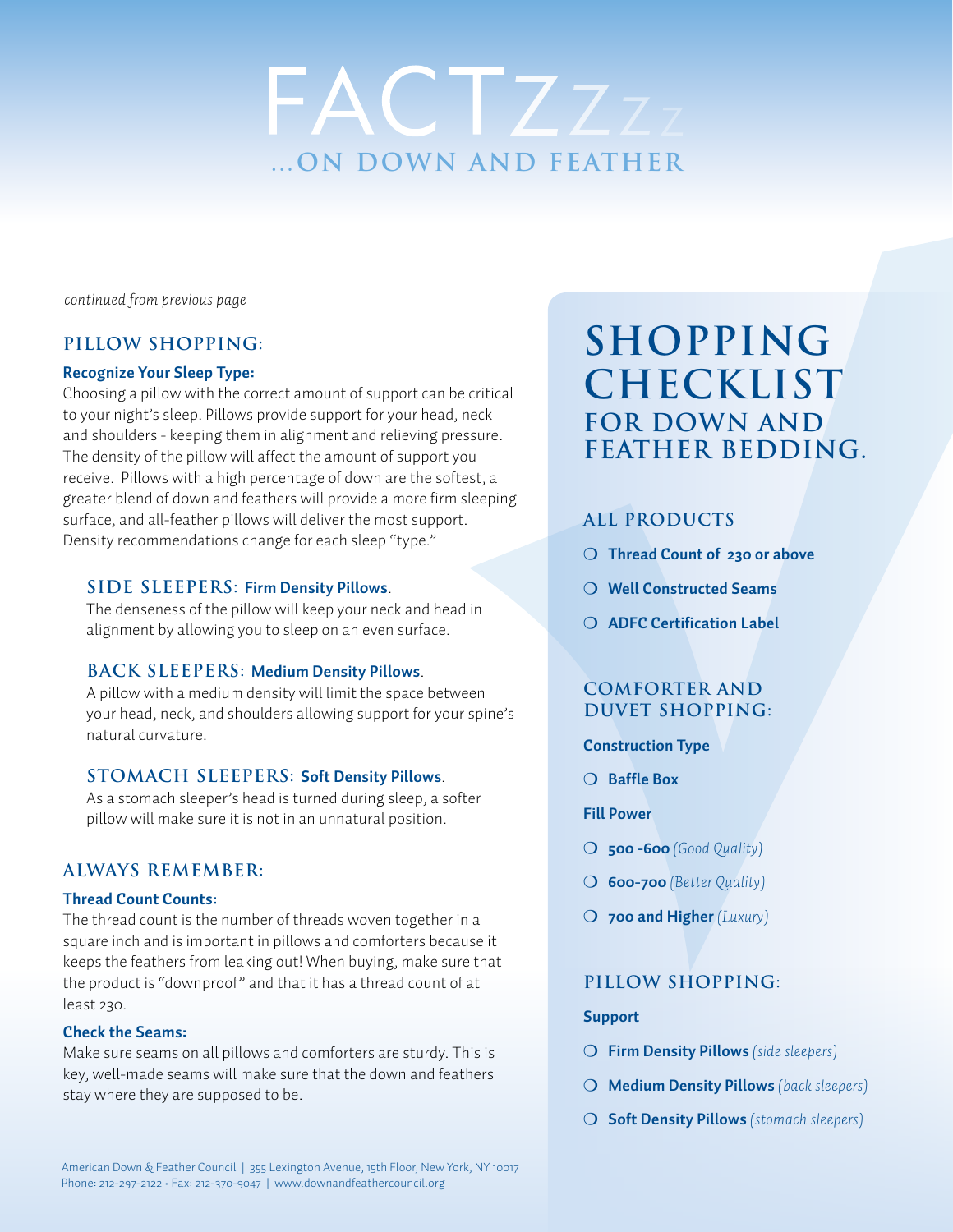# FACTZzz

## ...ON DOWN AND FEATHER

*continued from previous page*

### PILLOW SHOPPING:

**Recognize Your Sleep Type:**

Choosing a pillow with the correct amount of support can be critical to your night's sleep. Pillows provide support for your head, neck and shoulders - keeping them in alignment and relieving pressure. The density of the pillow will affect the amount of support you receive. Pillows with a high percentage of down are the softest, a greater blend of down and feathers will provide a more firm sleeping surface, and all-feather pillows will deliver the most support. Density recommendations change for each sleep "type."

**SIDE SLEEPERS: Firm Density Pillows.**

The denseness of the pillow will keep your neck and head in alignment by allowing you to sleep on an even surface.

**BACK SLEEPERS: Medium Density Pillows.**

A pillow with a medium density will limit the space between your head, neck, and shoulders allowing support for your spine's natural curvature.

**STOMACH SLEEPERS: Soft Density Pillows.**

As a stomach sleeper's head is turned during sleep, a softer pillow will make sure it is not in an unnatural position.

### ALWAYS REMEMBER:

**Thread Count Counts:**

The thread count is the number of threads woven together in a square inch and is important in pillows and comforters because it keeps the feathers from leaking out! When buying, make sure that the product is "downproof" and that it has a thread count of at least 230.

**Check the Seams:**

Make sure seams on all pillows and comforters are sturdy. This is key, well-made seams will make sure that the down and feathers stay where they are supposed to be.

## SHOPPING CHECKLIST FOR DOWN AND FEATHER BEDDING.

### ALL PRODUCTS

- ❍ **Thread Count of 230 or above**
- ❍ **Well Constructed Seams**
- ❍ **ADFC Certification Label**

### COMFORTER AND DUVET SHOPPING:

**Construction Type**

- ❍ **Baffle Box**

**Fill Power**

- ❍ **500 -600** *(Good Quality)*
- ❍ **600-700** *(Better Quality)*
- ❍ **700 and Higher** *(Luxury)*

### PILLOW SHOPPING:

**Support**

- ❍ **Firm Density Pillows** *(side sleepers)*
- ❍ **Medium Density Pillows** *(back sleepers)*
- ❍ **Soft Density Pillows** *(stomach sleepers)*

American Down & Feather Council | 355 Lexington Avenue, 15th Floor, New York, NY 10017
Phone: 212-297-2122 • Fax: 212-370-9047 | www.downandfeathercouncil.org